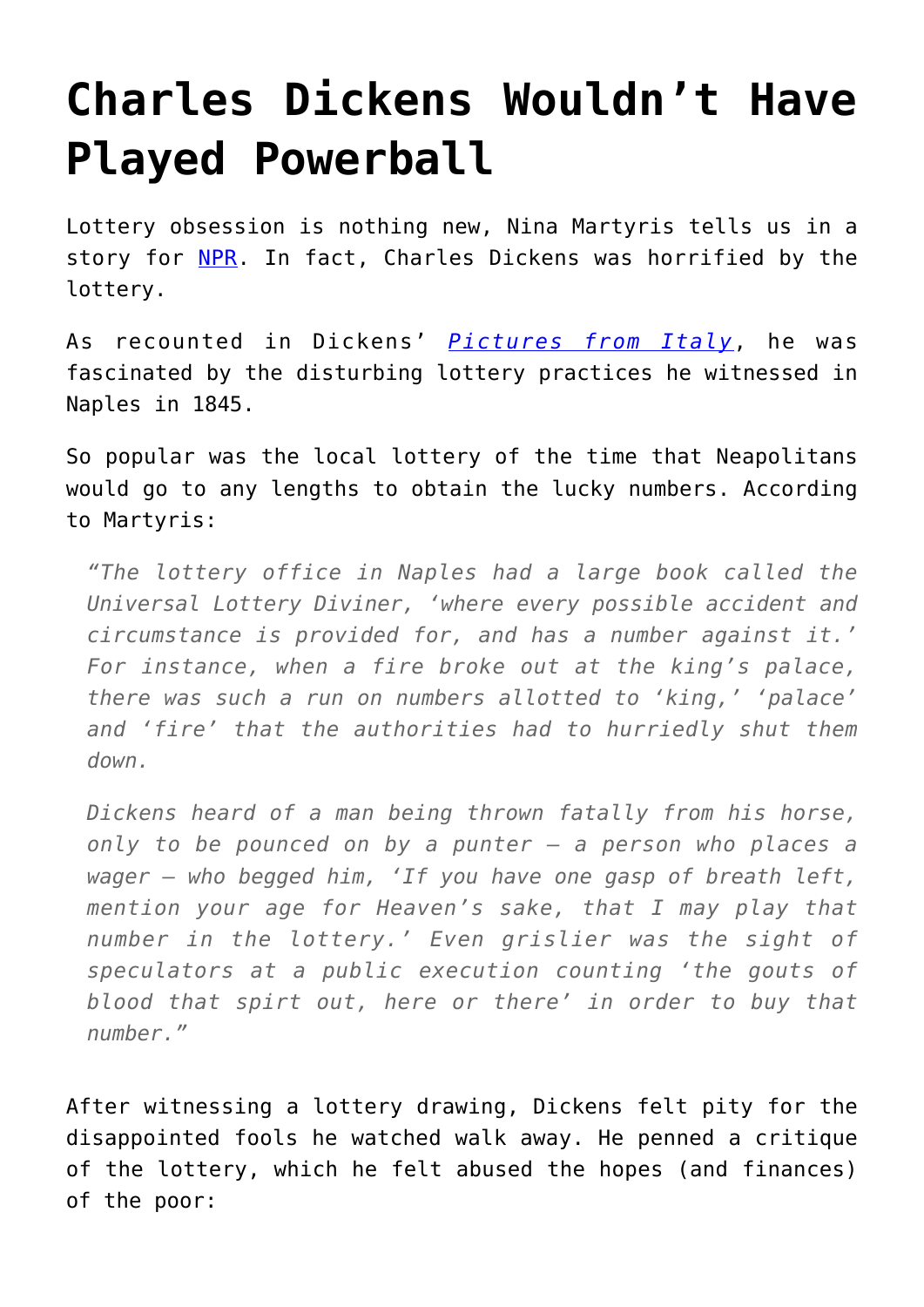# Charles Dickens Wouldn't Have Played Powerball

Lottery obsession is nothing new, Nina Martyris tells us in a story for NPR. In fact, Charles Dickens was horrified by the lottery.

As recounted in Dickens' *Pictures from Italy*, he was fascinated by the disturbing lottery practices he witnessed in Naples in 1845.

So popular was the local lottery of the time that Neapolitans would go to any lengths to obtain the lucky numbers. According to Martyris:

> *"The lottery office in Naples had a large book called the Universal Lottery Diviner, 'where every possible accident and circumstance is provided for, and has a number against it.' For instance, when a fire broke out at the king's palace, there was such a run on numbers allotted to 'king,' 'palace' and 'fire' that the authorities had to hurriedly shut them down.*
>
> *Dickens heard of a man being thrown fatally from his horse, only to be pounced on by a punter — a person who places a wager — who begged him, 'If you have one gasp of breath left, mention your age for Heaven's sake, that I may play that number in the lottery.' Even grislier was the sight of speculators at a public execution counting 'the gouts of blood that spirt out, here or there' in order to buy that number."*

After witnessing a lottery drawing, Dickens felt pity for the disappointed fools he watched walk away. He penned a critique of the lottery, which he felt abused the hopes (and finances) of the poor: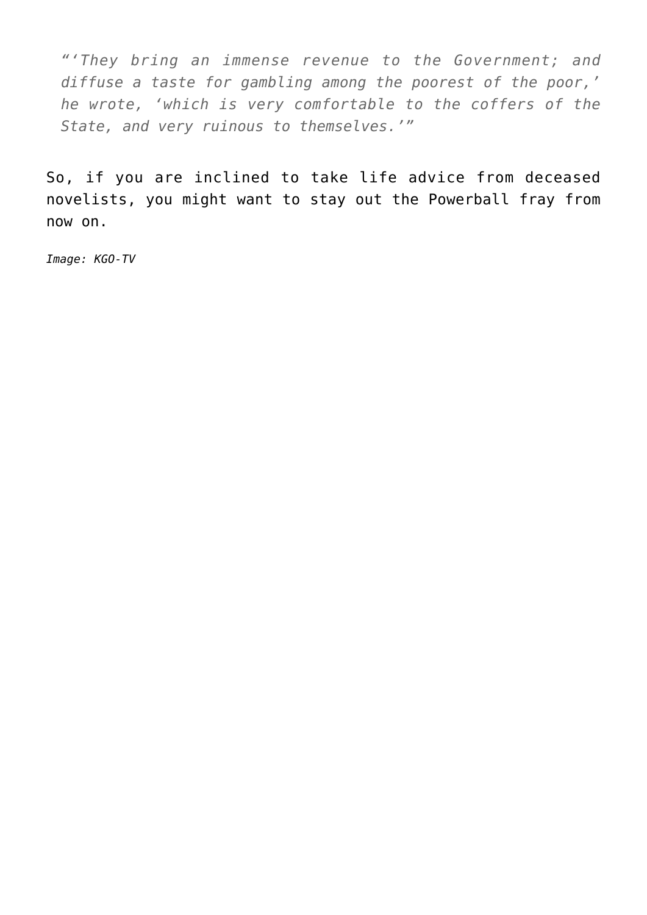> *"'They bring an immense revenue to the Government; and diffuse a taste for gambling among the poorest of the poor,' he wrote, 'which is very comfortable to the coffers of the State, and very ruinous to themselves.'"*

So, if you are inclined to take life advice from deceased novelists, you might want to stay out the Powerball fray from now on.

*Image: KGO-TV*